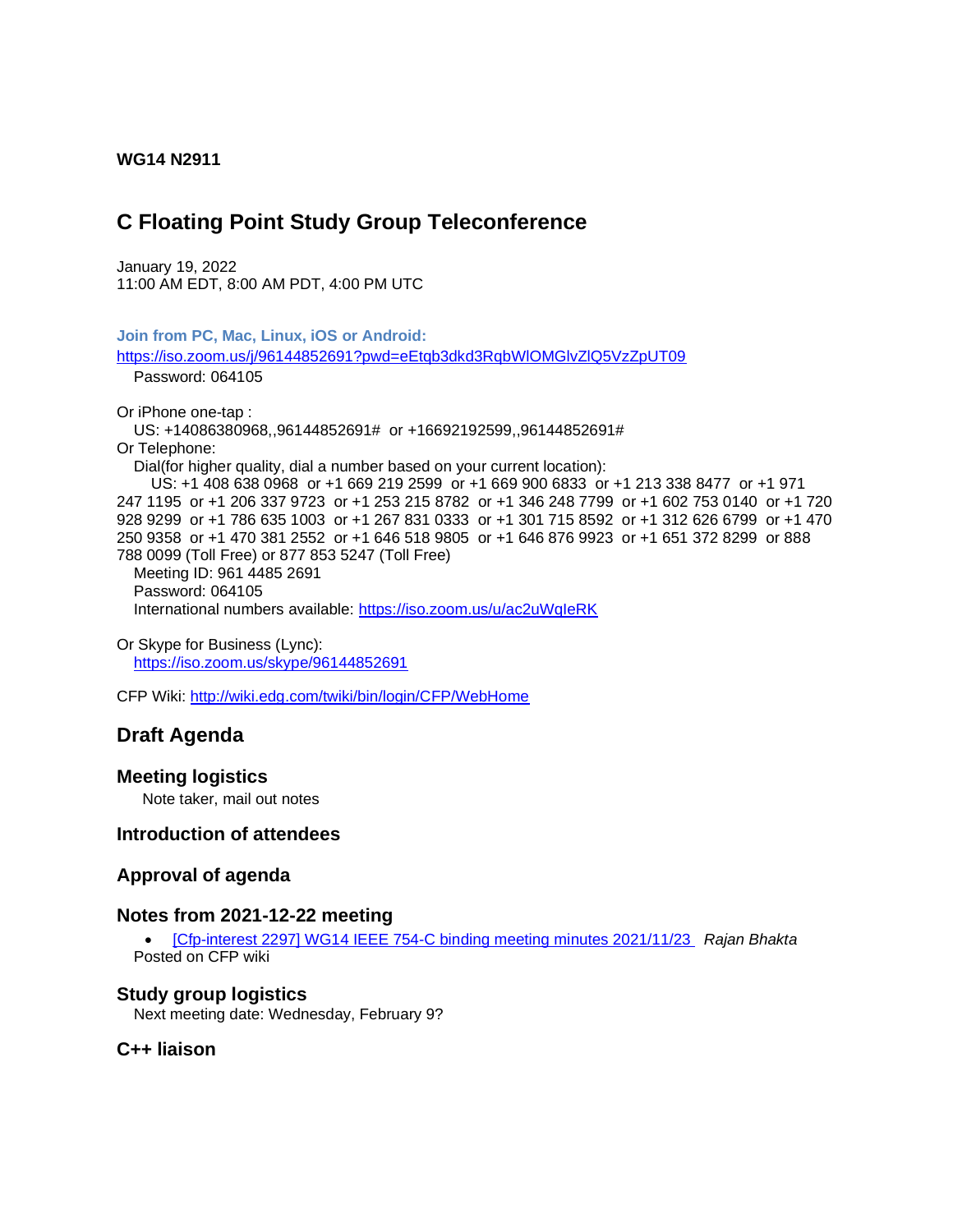**WG14 N2911**

# C Floating Point Study Group Teleconference

January 19, 2022
11:00 AM EDT, 8:00 AM PDT, 4:00 PM UTC

**Join from PC, Mac, Linux, iOS or Android:**
[https://iso.zoom.us/j/96144852691?pwd=eEtqb3dkd3RqbWlOMGlvZlQ5VzZpUT09](https://iso.zoom.us/j/96144852691?pwd=eEtqb3dkd3RqbWlOMGlvZlQ5VzZpUT09)
Password: 064105

Or iPhone one-tap :
US: +14086380968,,96144852691# or +16692192599,,96144852691#
Or Telephone:
Dial(for higher quality, dial a number based on your current location):
US: +1 408 638 0968 or +1 669 219 2599 or +1 669 900 6833 or +1 213 338 8477 or +1 971 247 1195 or +1 206 337 9723 or +1 253 215 8782 or +1 346 248 7799 or +1 602 753 0140 or +1 720 928 9299 or +1 786 635 1003 or +1 267 831 0333 or +1 301 715 8592 or +1 312 626 6799 or +1 470 250 9358 or +1 470 381 2552 or +1 646 518 9805 or +1 646 876 9923 or +1 651 372 8299 or 888 788 0099 (Toll Free) or 877 853 5247 (Toll Free)
Meeting ID: 961 4485 2691
Password: 064105
International numbers available: [https://iso.zoom.us/u/ac2uWqleRK](https://iso.zoom.us/u/ac2uWqleRK)

Or Skype for Business (Lync):
[https://iso.zoom.us/skype/96144852691](https://iso.zoom.us/skype/96144852691)

CFP Wiki: [http://wiki.edg.com/twiki/bin/login/CFP/WebHome](http://wiki.edg.com/twiki/bin/login/CFP/WebHome)

## Draft Agenda

### Meeting logistics

Note taker, mail out notes

### Introduction of attendees

### Approval of agenda

### Notes from 2021-12-22 meeting

- [Cfp-interest 2297] WG14 IEEE 754-C binding meeting minutes 2021/11/23 *Rajan Bhakta*

Posted on CFP wiki

### Study group logistics

Next meeting date: Wednesday, February 9?

### C++ liaison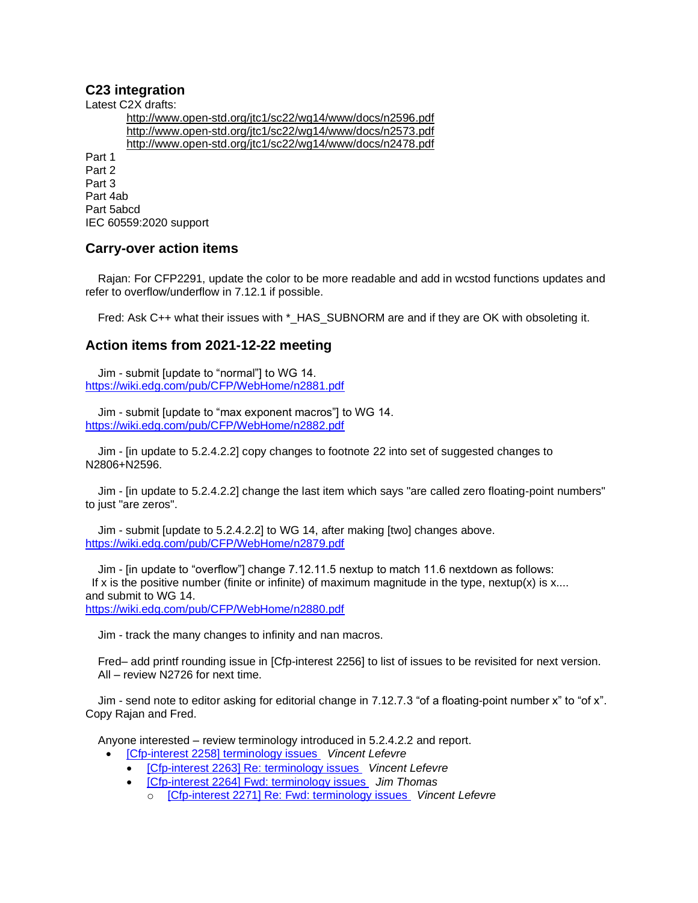## C23 integration

Latest C2X drafts:

http://www.open-std.org/jtc1/sc22/wg14/www/docs/n2596.pdf
http://www.open-std.org/jtc1/sc22/wg14/www/docs/n2573.pdf
http://www.open-std.org/jtc1/sc22/wg14/www/docs/n2478.pdf

Part 1
Part 2
Part 3
Part 4ab
Part 5abcd
IEC 60559:2020 support

### Carry-over action items

Rajan: For CFP2291, update the color to be more readable and add in wcstod functions updates and refer to overflow/underflow in 7.12.1 if possible.

Fred: Ask C++ what their issues with *_HAS_SUBNORM are and if they are OK with obsoleting it.

### Action items from 2021-12-22 meeting

Jim - submit [update to "normal"] to WG 14.
https://wiki.edg.com/pub/CFP/WebHome/n2881.pdf

Jim - submit [update to "max exponent macros"] to WG 14.
https://wiki.edg.com/pub/CFP/WebHome/n2882.pdf

Jim - [in update to 5.2.4.2.2] copy changes to footnote 22 into set of suggested changes to N2806+N2596.

Jim - [in update to 5.2.4.2.2] change the last item which says "are called zero floating-point numbers" to just "are zeros".

Jim - submit [update to 5.2.4.2.2] to WG 14, after making [two] changes above.
https://wiki.edg.com/pub/CFP/WebHome/n2879.pdf

Jim - [in update to "overflow"] change 7.12.11.5 nextup to match 11.6 nextdown as follows:
If x is the positive number (finite or infinite) of maximum magnitude in the type, nextup(x) is x....
and submit to WG 14.
https://wiki.edg.com/pub/CFP/WebHome/n2880.pdf

Jim - track the many changes to infinity and nan macros.

Fred– add printf rounding issue in [Cfp-interest 2256] to list of issues to be revisited for next version.
All – review N2726 for next time.

Jim - send note to editor asking for editorial change in 7.12.7.3 "of a floating-point number x" to "of x". Copy Rajan and Fred.

Anyone interested – review terminology introduced in 5.2.4.2.2 and report.

- [Cfp-interest 2258] terminology issues *Vincent Lefevre*
  - [Cfp-interest 2263] Re: terminology issues *Vincent Lefevre*
  - [Cfp-interest 2264] Fwd: terminology issues *Jim Thomas*
    - [Cfp-interest 2271] Re: Fwd: terminology issues *Vincent Lefevre*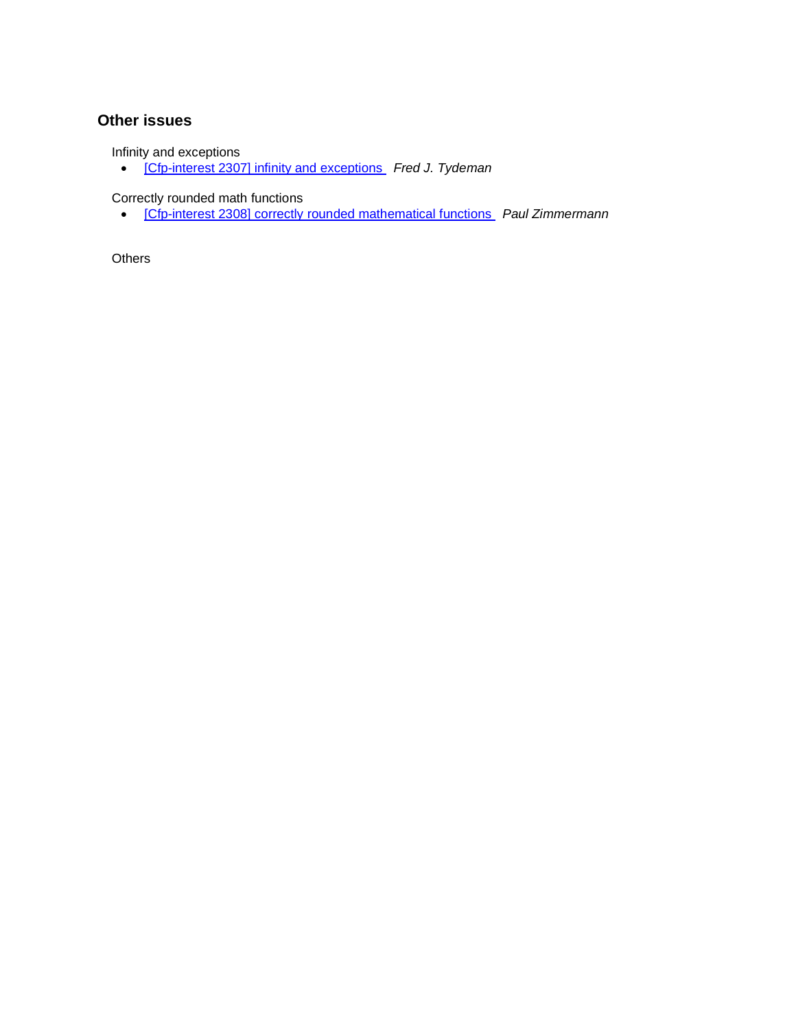## Other issues

Infinity and exceptions

- [Cfp-interest 2307] infinity and exceptions *Fred J. Tydeman*

Correctly rounded math functions

- [Cfp-interest 2308] correctly rounded mathematical functions *Paul Zimmermann*

Others